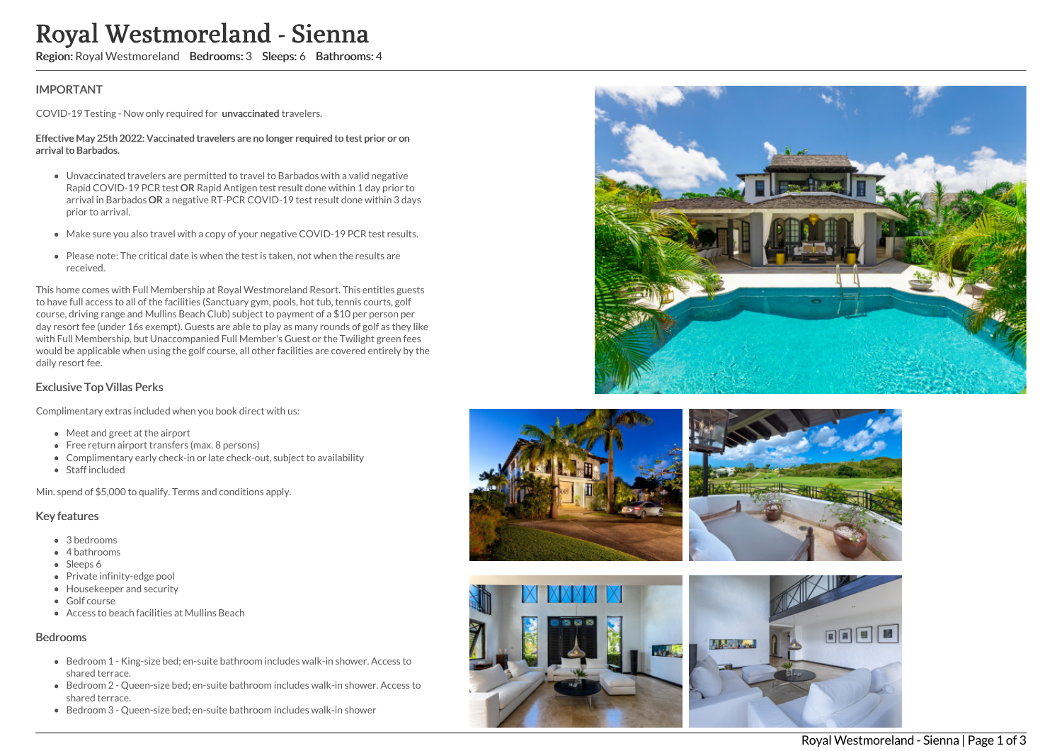# Royal Westmoreland - Sienna

**Region:** Royal Westmoreland **Bedrooms:** 3 **Sleeps:** 6 **Bathrooms:** 4

## IMPORTANT

COVID-19 Testing - Now only required for **unvaccinated** travelers.

**Effective May 25th 2022: Vaccinated travelers are no longer required to test prior or on arrival to Barbados.**

- Unvaccinated travelers are permitted to travel to Barbados with a valid negative Rapid COVID-19 PCR test **OR** Rapid Antigen test result done within 1 day prior to arrival in Barbados **OR** a negative RT-PCR COVID-19 test result done within 3 days prior to arrival.
- Make sure you also travel with a copy of your negative COVID-19 PCR test results.
- Please note: The critical date is when the test is taken, not when the results are received.

This home comes with Full Membership at Royal Westmoreland Resort. This entitles guests to have full access to all of the facilities (Sanctuary gym, pools, hot tub, tennis courts, golf course, driving range and Mullins Beach Club) subject to payment of a $10 per person per day resort fee (under 16s exempt). Guests are able to play as many rounds of golf as they like with Full Membership, but Unaccompanied Full Member's Guest or the Twilight green fees would be applicable when using the golf course, all other facilities are covered entirely by the daily resort fee.

## Exclusive Top Villas Perks

Complimentary extras included when you book direct with us:

- Meet and greet at the airport
- Free return airport transfers (max. 8 persons)
- Complimentary early check-in or late check-out, subject to availability
- Staff included

Min. spend of $5,000 to qualify. Terms and conditions apply.

## Key features

- 3 bedrooms
- 4 bathrooms
- Sleeps 6
- Private infinity-edge pool
- Housekeeper and security
- Golf course
- Access to beach facilities at Mullins Beach

## Bedrooms

- Bedroom 1 - King-size bed; en-suite bathroom includes walk-in shower. Access to shared terrace.
- Bedroom 2 - Queen-size bed; en-suite bathroom includes walk-in shower. Access to shared terrace.
- Bedroom 3 - Queen-size bed; en-suite bathroom includes walk-in shower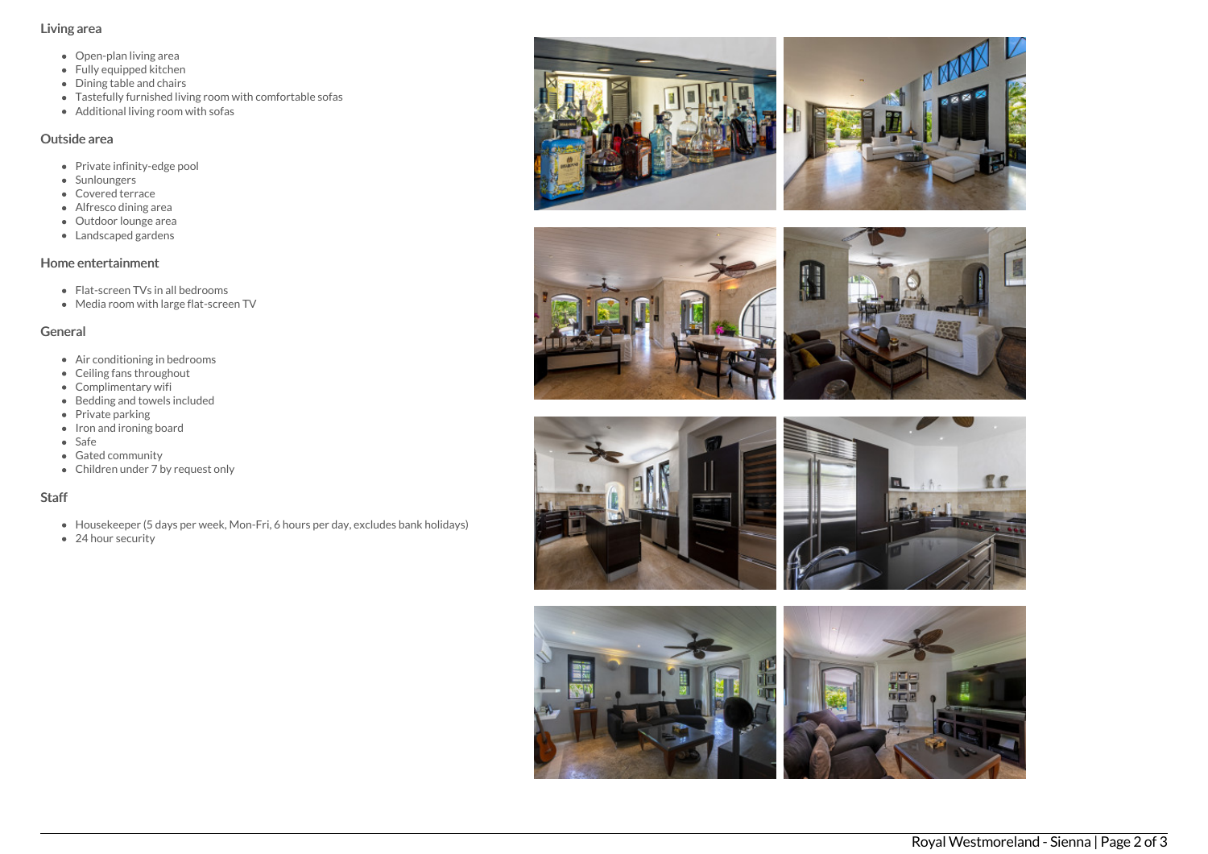## Living area

- Open-plan living area
- Fully equipped kitchen
- Dining table and chairs
- Tastefully furnished living room with comfortable sofas
- Additional living room with sofas

## Outside area

- Private infinity-edge pool
- Sunloungers
- Covered terrace
- Alfresco dining area
- Outdoor lounge area
- Landscaped gardens

## Home entertainment

- Flat-screen TVs in all bedrooms
- Media room with large flat-screen TV

## General

- Air conditioning in bedrooms
- Ceiling fans throughout
- Complimentary wifi
- Bedding and towels included
- Private parking
- Iron and ironing board
- Safe
- Gated community
- Children under 7 by request only

## Staff

- Housekeeper (5 days per week, Mon-Fri, 6 hours per day, excludes bank holidays)
- 24 hour security